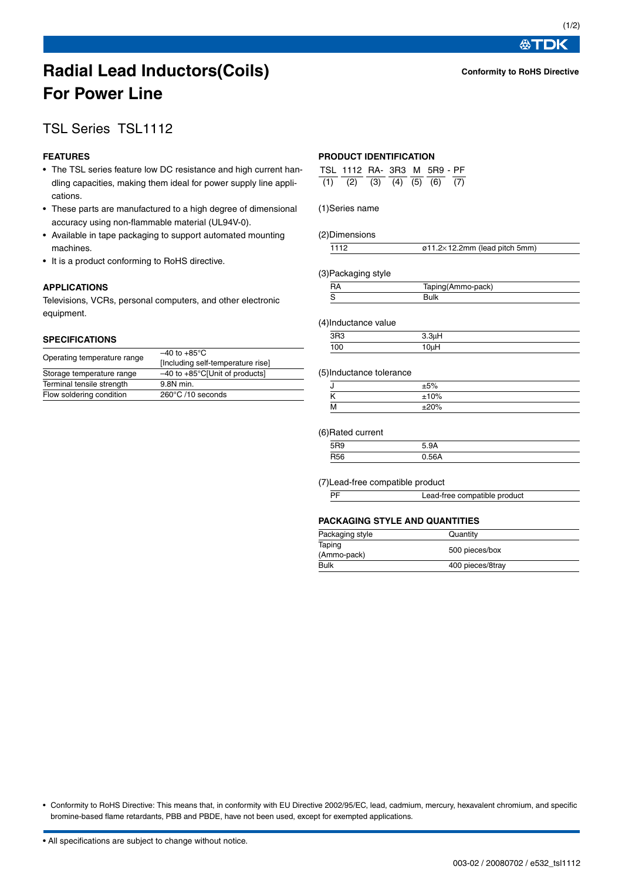# Radial Lead Inductors(Coils) For Power Line

**Conformity to RoHS Directive**

## TSL Series TSL1112

### FEATURES

- The TSL series feature low DC resistance and high current handling capacities, making them ideal for power supply line applications.
- These parts are manufactured to a high degree of dimensional accuracy using non-flammable material (UL94V-0).
- Available in tape packaging to support automated mounting machines.
- It is a product conforming to RoHS directive.

### APPLICATIONS

Televisions, VCRs, personal computers, and other electronic equipment.

### SPECIFICATIONS

| | |
|---|---|
| Operating temperature range | –40 to +85°C [Including self-temperature rise] |
| Storage temperature range | –40 to +85°C[Unit of products] |
| Terminal tensile strength | 9.8N min. |
| Flow soldering condition | 260°C /10 seconds |

### PRODUCT IDENTIFICATION

```
TSL  1112  RA-  3R3  M  5R9  -  PF
(1)   (2)  (3)  (4) (5)  (6)     (7)
```

(1)Series name

(2)Dimensions

| | |
|---|---|
| 1112 | ø11.2×12.2mm (lead pitch 5mm) |

(3)Packaging style

| | |
|---|---|
| RA | Taping(Ammo-pack) |
| S | Bulk |

(4)Inductance value

| | |
|---|---|
| 3R3 | 3.3µH |
| 100 | 10µH |

(5)Inductance tolerance

| | |
|---|---|
| J | ±5% |
| K | ±10% |
| M | ±20% |

(6)Rated current

| | |
|---|---|
| 5R9 | 5.9A |
| R56 | 0.56A |

(7)Lead-free compatible product

| | |
|---|---|
| PF | Lead-free compatible product |

### PACKAGING STYLE AND QUANTITIES

| Packaging style | Quantity |
|---|---|
| Taping (Ammo-pack) | 500 pieces/box |
| Bulk | 400 pieces/8tray |

- Conformity to RoHS Directive: This means that, in conformity with EU Directive 2002/95/EC, lead, cadmium, mercury, hexavalent chromium, and specific bromine-based flame retardants, PBB and PBDE, have not been used, except for exempted applications.

- All specifications are subject to change without notice.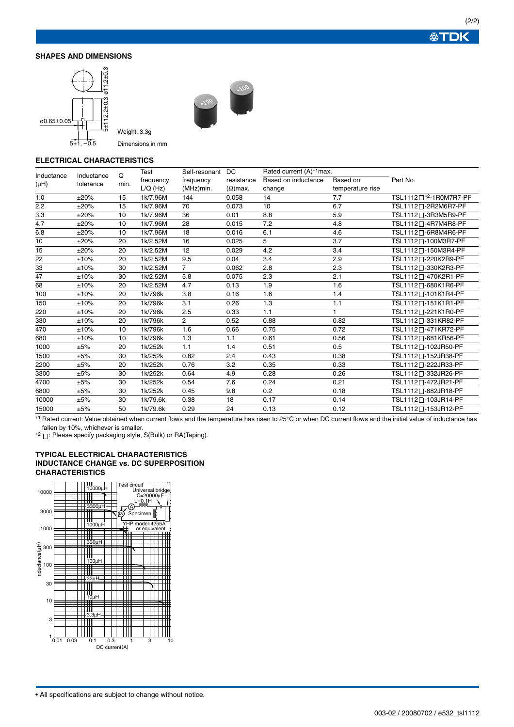## SHAPES AND DIMENSIONS

ø11.2±0.3

12.2±0.3

5±1

ø0.65±0.05

5+1, −0.5

Weight: 3.3g

Dimensions in mm

## ELECTRICAL CHARACTERISTICS

| Inductance (µH) | Inductance tolerance | Q min. | Test frequency L/Q (Hz) | Self-resonant frequency (MHz)min. | DC resistance (Ω)max. | Rated current (A)[*1]max. | | Part No. |
|---|---|---|---|---|---|---|---|---|
| | | | | | | Based on inductance change | Based on temperature rise | |
| 1.0 | ±20% | 15 | 1k/7.96M | 144 | 0.058 | 14 | 7.7 | TSL1112□[*2]-1R0M7R7-PF |
| 2.2 | ±20% | 15 | 1k/7.96M | 70 | 0.073 | 10 | 6.7 | TSL1112□-2R2M6R7-PF |
| 3.3 | ±20% | 10 | 1k/7.96M | 36 | 0.01 | 8.8 | 5.9 | TSL1112□-3R3M5R9-PF |
| 4.7 | ±20% | 10 | 1k/7.96M | 28 | 0.015 | 7.2 | 4.8 | TSL1112□-4R7M4R8-PF |
| 6.8 | ±20% | 10 | 1k/7.96M | 18 | 0.016 | 6.1 | 4.6 | TSL1112□-6R8M4R6-PF |
| 10 | ±20% | 20 | 1k/2.52M | 16 | 0.025 | 5 | 3.7 | TSL1112□-100M3R7-PF |
| 15 | ±20% | 20 | 1k/2.52M | 12 | 0.029 | 4.2 | 3.4 | TSL1112□-150M3R4-PF |
| 22 | ±10% | 20 | 1k/2.52M | 9.5 | 0.04 | 3.4 | 2.9 | TSL1112□-220K2R9-PF |
| 33 | ±10% | 30 | 1k/2.52M | 7 | 0.062 | 2.8 | 2.3 | TSL1112□-330K2R3-PF |
| 47 | ±10% | 30 | 1k/2.52M | 5.8 | 0.075 | 2.3 | 2.1 | TSL1112□-470K2R1-PF |
| 68 | ±10% | 20 | 1k/2.52M | 4.7 | 0.13 | 1.9 | 1.6 | TSL1112□-680K1R6-PF |
| 100 | ±10% | 20 | 1k/796k | 3.8 | 0.16 | 1.6 | 1.4 | TSL1112□-101K1R4-PF |
| 150 | ±10% | 20 | 1k/796k | 3.1 | 0.26 | 1.3 | 1.1 | TSL1112□-151K1R1-PF |
| 220 | ±10% | 20 | 1k/796k | 2.5 | 0.33 | 1.1 | 1 | TSL1112□-221K1R0-PF |
| 330 | ±10% | 20 | 1k/796k | 2 | 0.52 | 0.88 | 0.82 | TSL1112□-331KR82-PF |
| 470 | ±10% | 10 | 1k/796k | 1.6 | 0.66 | 0.75 | 0.72 | TSL1112□-471KR72-PF |
| 680 | ±10% | 10 | 1k/796k | 1.3 | 1.1 | 0.61 | 0.56 | TSL1112□-681KR56-PF |
| 1000 | ±5% | 20 | 1k/252k | 1.1 | 1.4 | 0.51 | 0.5 | TSL1112□-102JR50-PF |
| 1500 | ±5% | 30 | 1k/252k | 0.82 | 2.4 | 0.43 | 0.38 | TSL1112□-152JR38-PF |
| 2200 | ±5% | 20 | 1k/252k | 0.76 | 3.2 | 0.35 | 0.33 | TSL1112□-222JR33-PF |
| 3300 | ±5% | 30 | 1k/252k | 0.64 | 4.9 | 0.28 | 0.26 | TSL1112□-332JR26-PF |
| 4700 | ±5% | 30 | 1k/252k | 0.54 | 7.6 | 0.24 | 0.21 | TSL1112□-472JR21-PF |
| 6800 | ±5% | 30 | 1k/252k | 0.45 | 9.8 | 0.2 | 0.18 | TSL1112□-682JR18-PF |
| 10000 | ±5% | 30 | 1k/79.6k | 0.38 | 18 | 0.17 | 0.14 | TSL1112□-103JR14-PF |
| 15000 | ±5% | 50 | 1k/79.6k | 0.29 | 24 | 0.13 | 0.12 | TSL1112□-153JR12-PF |

[*1] Rated current: Value obtained when current flows and the temperature has risen to 25°C or when DC current flows and the initial value of inductance has fallen by 10%, whichever is smaller.

[*2] □: Please specify packaging style, S(Bulk) or RA(Taping).

## TYPICAL ELECTRICAL CHARACTERISTICS
## INDUCTANCE CHANGE vs. DC SUPERPOSITION CHARACTERISTICS

Test circuit
Universal bridge
C=20000µF
L=0.1H
A
DC
Specimen
YHP model-4255A or equivalent

10000µH
3300µH
1000µH
330µH
100µH
33µH
10µH
3.3µH

Inductance (µH): 1, 3, 10, 30, 100, 300, 1000, 3000, 10000

DC current(A): 0.01, 0.03, 0.1, 0.3, 1, 3, 10

• All specifications are subject to change without notice.

003-02 / 20080702 / e532_tsl1112